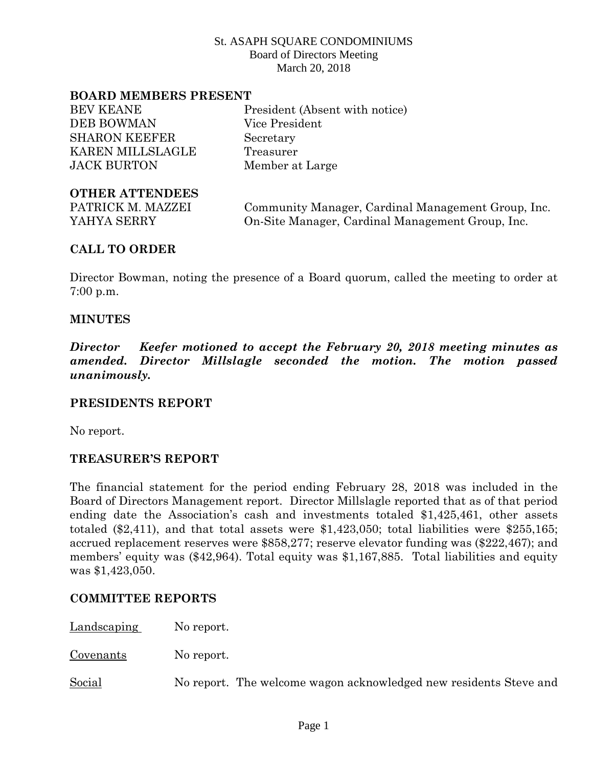St. ASAPH SQUARE CONDOMINIUMS
Board of Directors Meeting
March 20, 2018

**BOARD MEMBERS PRESENT**

| | |
|---|---|
| BEV KEANE | President (Absent with notice) |
| DEB BOWMAN | Vice President |
| SHARON KEEFER | Secretary |
| KAREN MILLSLAGLE | Treasurer |
| JACK BURTON | Member at Large |

**OTHER ATTENDEES**

| | |
|---|---|
| PATRICK M. MAZZEI | Community Manager, Cardinal Management Group, Inc. |
| YAHYA SERRY | On-Site Manager, Cardinal Management Group, Inc. |

## CALL TO ORDER

Director Bowman, noting the presence of a Board quorum, called the meeting to order at 7:00 p.m.

## MINUTES

***Director Keefer motioned to accept the February 20, 2018 meeting minutes as amended. Director Millslagle seconded the motion. The motion passed unanimously.***

## PRESIDENTS REPORT

No report.

## TREASURER'S REPORT

The financial statement for the period ending February 28, 2018 was included in the Board of Directors Management report. Director Millslagle reported that as of that period ending date the Association's cash and investments totaled $1,425,461, other assets totaled ($2,411), and that total assets were $1,423,050; total liabilities were $255,165; accrued replacement reserves were $858,277; reserve elevator funding was ($222,467); and members' equity was ($42,964). Total equity was $1,167,885. Total liabilities and equity was $1,423,050.

## COMMITTEE REPORTS

<u>Landscaping</u> No report.

<u>Covenants</u> No report.

<u>Social</u> No report. The welcome wagon acknowledged new residents Steve and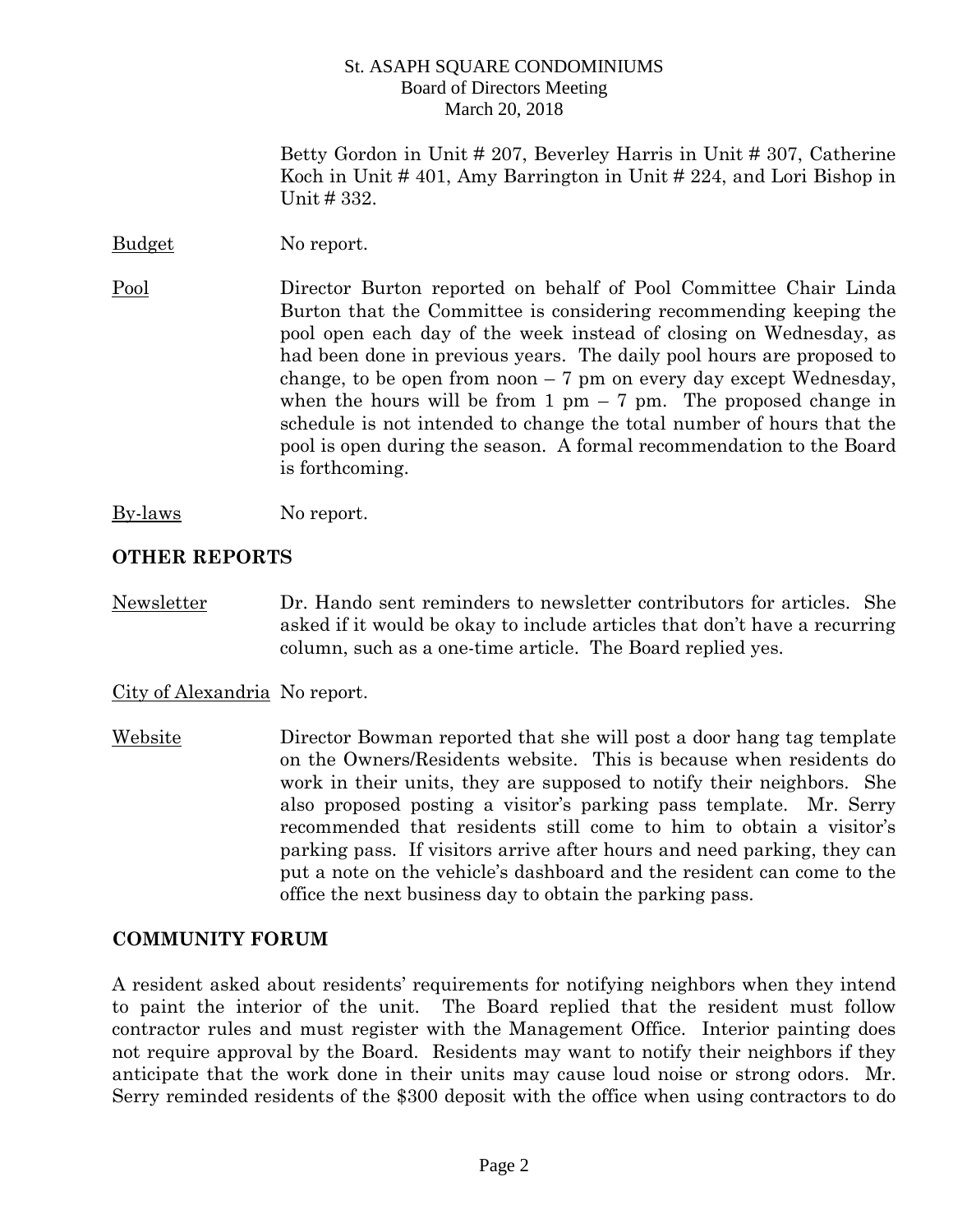Betty Gordon in Unit # 207, Beverley Harris in Unit # 307, Catherine Koch in Unit # 401, Amy Barrington in Unit # 224, and Lori Bishop in Unit # 332.

Budget — No report.

Pool — Director Burton reported on behalf of Pool Committee Chair Linda Burton that the Committee is considering recommending keeping the pool open each day of the week instead of closing on Wednesday, as had been done in previous years. The daily pool hours are proposed to change, to be open from noon – 7 pm on every day except Wednesday, when the hours will be from 1 pm – 7 pm. The proposed change in schedule is not intended to change the total number of hours that the pool is open during the season. A formal recommendation to the Board is forthcoming.

By-laws — No report.

## OTHER REPORTS

Newsletter — Dr. Hando sent reminders to newsletter contributors for articles. She asked if it would be okay to include articles that don't have a recurring column, such as a one-time article. The Board replied yes.

City of Alexandria — No report.

Website — Director Bowman reported that she will post a door hang tag template on the Owners/Residents website. This is because when residents do work in their units, they are supposed to notify their neighbors. She also proposed posting a visitor's parking pass template. Mr. Serry recommended that residents still come to him to obtain a visitor's parking pass. If visitors arrive after hours and need parking, they can put a note on the vehicle's dashboard and the resident can come to the office the next business day to obtain the parking pass.

## COMMUNITY FORUM

A resident asked about residents' requirements for notifying neighbors when they intend to paint the interior of the unit. The Board replied that the resident must follow contractor rules and must register with the Management Office. Interior painting does not require approval by the Board. Residents may want to notify their neighbors if they anticipate that the work done in their units may cause loud noise or strong odors. Mr. Serry reminded residents of the $300 deposit with the office when using contractors to do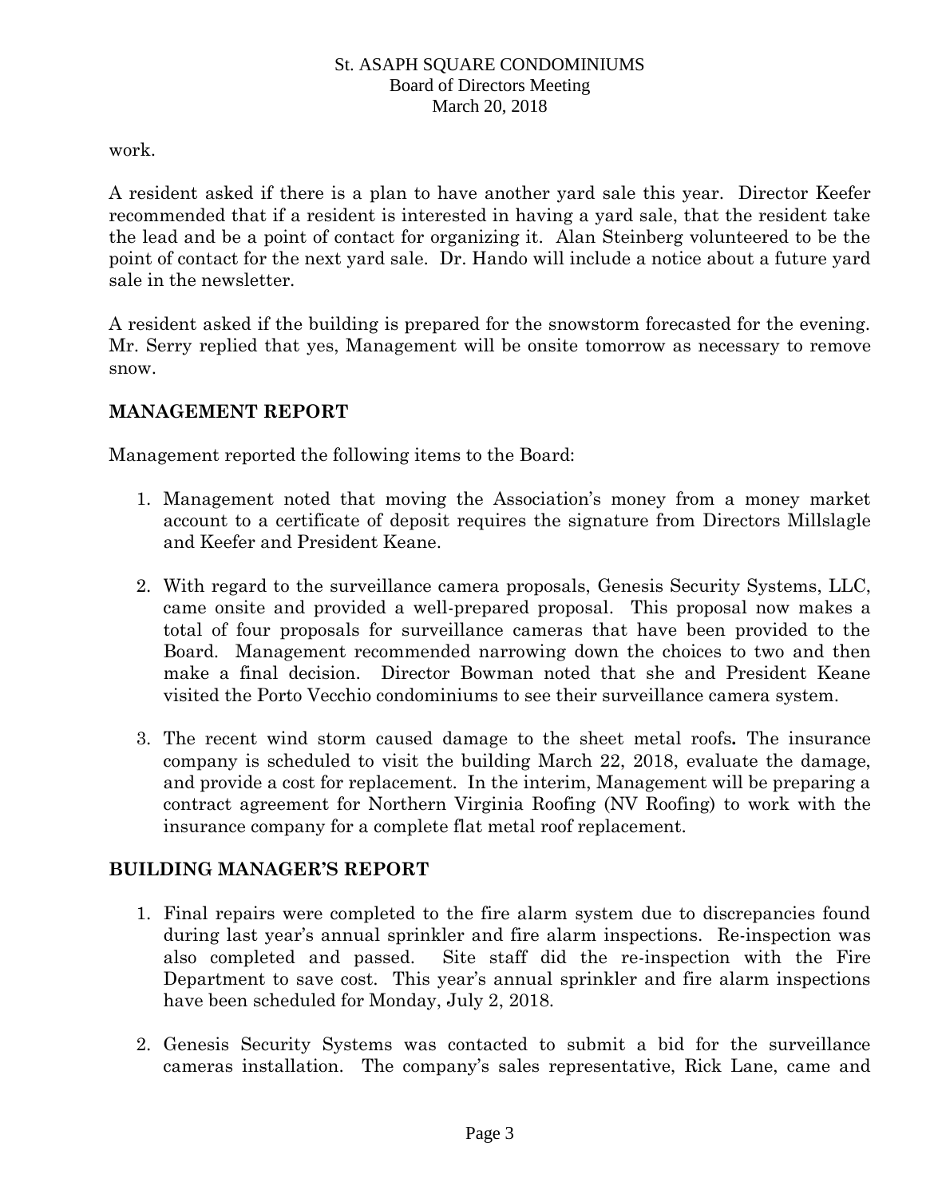work.

A resident asked if there is a plan to have another yard sale this year. Director Keefer recommended that if a resident is interested in having a yard sale, that the resident take the lead and be a point of contact for organizing it. Alan Steinberg volunteered to be the point of contact for the next yard sale. Dr. Hando will include a notice about a future yard sale in the newsletter.

A resident asked if the building is prepared for the snowstorm forecasted for the evening. Mr. Serry replied that yes, Management will be onsite tomorrow as necessary to remove snow.

## MANAGEMENT REPORT

Management reported the following items to the Board:

1. Management noted that moving the Association's money from a money market account to a certificate of deposit requires the signature from Directors Millslagle and Keefer and President Keane.

2. With regard to the surveillance camera proposals, Genesis Security Systems, LLC, came onsite and provided a well-prepared proposal. This proposal now makes a total of four proposals for surveillance cameras that have been provided to the Board. Management recommended narrowing down the choices to two and then make a final decision. Director Bowman noted that she and President Keane visited the Porto Vecchio condominiums to see their surveillance camera system.

3. The recent wind storm caused damage to the sheet metal roofs**.** The insurance company is scheduled to visit the building March 22, 2018, evaluate the damage, and provide a cost for replacement. In the interim, Management will be preparing a contract agreement for Northern Virginia Roofing (NV Roofing) to work with the insurance company for a complete flat metal roof replacement.

## BUILDING MANAGER'S REPORT

1. Final repairs were completed to the fire alarm system due to discrepancies found during last year's annual sprinkler and fire alarm inspections. Re-inspection was also completed and passed. Site staff did the re-inspection with the Fire Department to save cost. This year's annual sprinkler and fire alarm inspections have been scheduled for Monday, July 2, 2018.

2. Genesis Security Systems was contacted to submit a bid for the surveillance cameras installation. The company's sales representative, Rick Lane, came and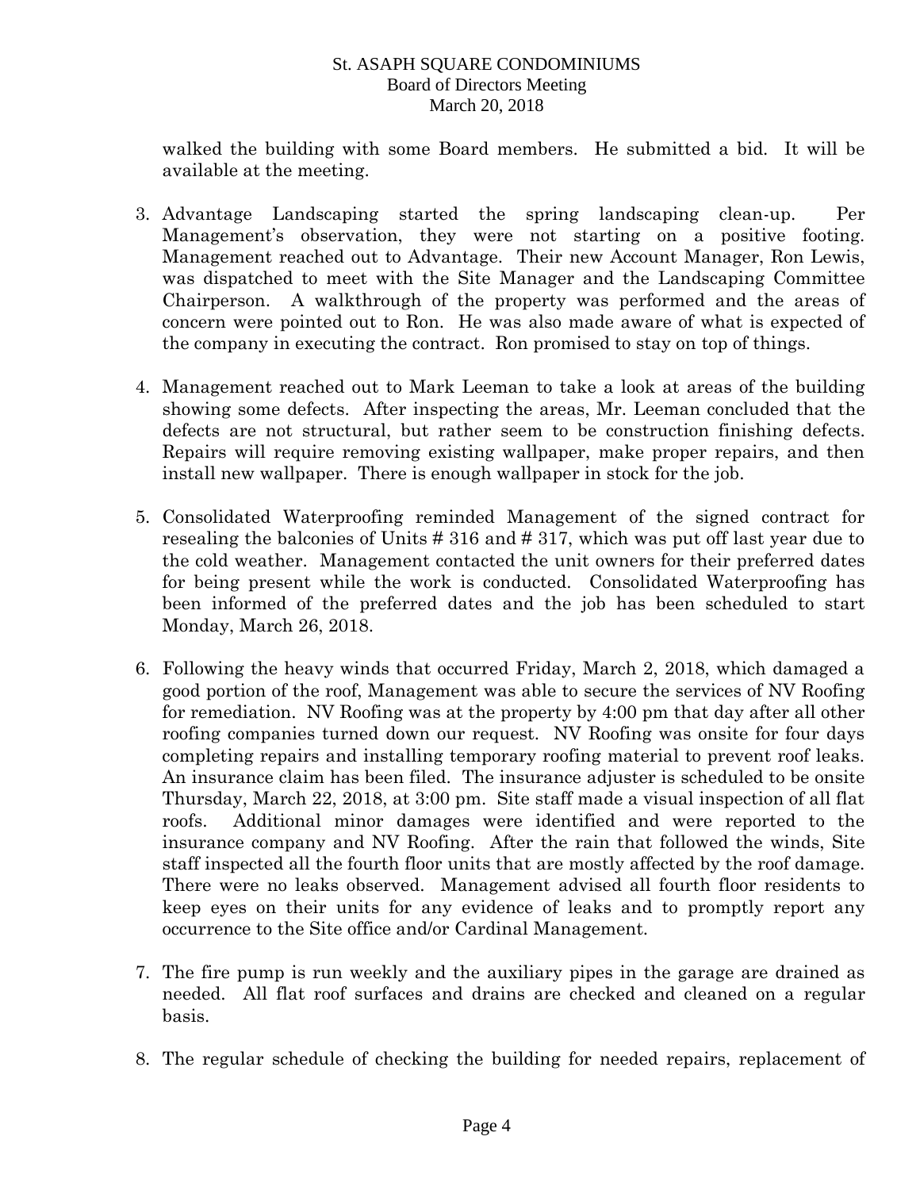walked the building with some Board members. He submitted a bid. It will be available at the meeting.

3. Advantage Landscaping started the spring landscaping clean-up. Per Management's observation, they were not starting on a positive footing. Management reached out to Advantage. Their new Account Manager, Ron Lewis, was dispatched to meet with the Site Manager and the Landscaping Committee Chairperson. A walkthrough of the property was performed and the areas of concern were pointed out to Ron. He was also made aware of what is expected of the company in executing the contract. Ron promised to stay on top of things.

4. Management reached out to Mark Leeman to take a look at areas of the building showing some defects. After inspecting the areas, Mr. Leeman concluded that the defects are not structural, but rather seem to be construction finishing defects. Repairs will require removing existing wallpaper, make proper repairs, and then install new wallpaper. There is enough wallpaper in stock for the job.

5. Consolidated Waterproofing reminded Management of the signed contract for resealing the balconies of Units # 316 and # 317, which was put off last year due to the cold weather. Management contacted the unit owners for their preferred dates for being present while the work is conducted. Consolidated Waterproofing has been informed of the preferred dates and the job has been scheduled to start Monday, March 26, 2018.

6. Following the heavy winds that occurred Friday, March 2, 2018, which damaged a good portion of the roof, Management was able to secure the services of NV Roofing for remediation. NV Roofing was at the property by 4:00 pm that day after all other roofing companies turned down our request. NV Roofing was onsite for four days completing repairs and installing temporary roofing material to prevent roof leaks. An insurance claim has been filed. The insurance adjuster is scheduled to be onsite Thursday, March 22, 2018, at 3:00 pm. Site staff made a visual inspection of all flat roofs. Additional minor damages were identified and were reported to the insurance company and NV Roofing. After the rain that followed the winds, Site staff inspected all the fourth floor units that are mostly affected by the roof damage. There were no leaks observed. Management advised all fourth floor residents to keep eyes on their units for any evidence of leaks and to promptly report any occurrence to the Site office and/or Cardinal Management.

7. The fire pump is run weekly and the auxiliary pipes in the garage are drained as needed. All flat roof surfaces and drains are checked and cleaned on a regular basis.

8. The regular schedule of checking the building for needed repairs, replacement of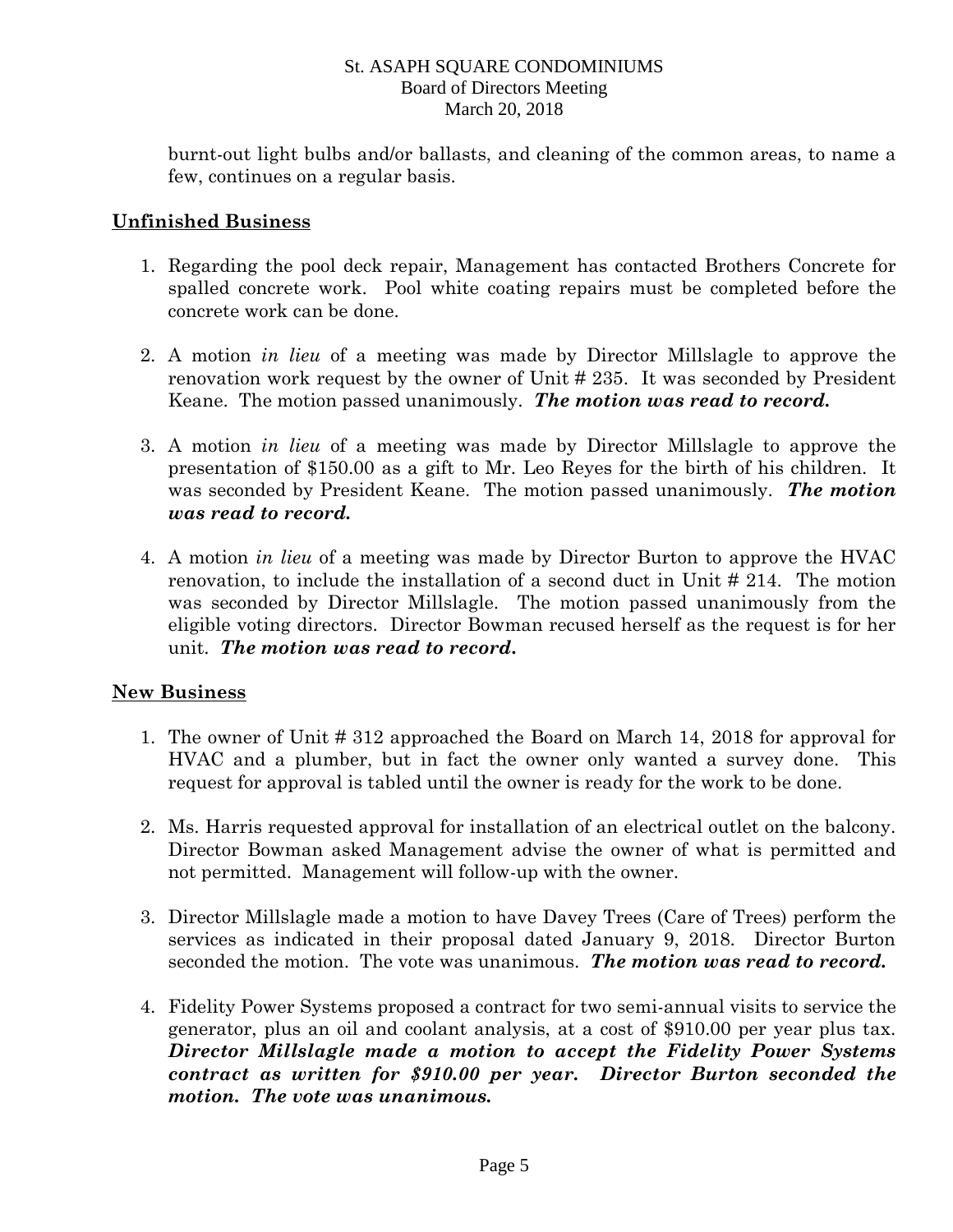burnt-out light bulbs and/or ballasts, and cleaning of the common areas, to name a few, continues on a regular basis.

**Unfinished Business**

1. Regarding the pool deck repair, Management has contacted Brothers Concrete for spalled concrete work. Pool white coating repairs must be completed before the concrete work can be done.

2. A motion *in lieu* of a meeting was made by Director Millslagle to approve the renovation work request by the owner of Unit # 235. It was seconded by President Keane. The motion passed unanimously. ***The motion was read to record.***

3. A motion *in lieu* of a meeting was made by Director Millslagle to approve the presentation of $150.00 as a gift to Mr. Leo Reyes for the birth of his children. It was seconded by President Keane. The motion passed unanimously. ***The motion was read to record.***

4. A motion *in lieu* of a meeting was made by Director Burton to approve the HVAC renovation, to include the installation of a second duct in Unit # 214. The motion was seconded by Director Millslagle. The motion passed unanimously from the eligible voting directors. Director Bowman recused herself as the request is for her unit. ***The motion was read to record.***

**New Business**

1. The owner of Unit # 312 approached the Board on March 14, 2018 for approval for HVAC and a plumber, but in fact the owner only wanted a survey done. This request for approval is tabled until the owner is ready for the work to be done.

2. Ms. Harris requested approval for installation of an electrical outlet on the balcony. Director Bowman asked Management advise the owner of what is permitted and not permitted. Management will follow-up with the owner.

3. Director Millslagle made a motion to have Davey Trees (Care of Trees) perform the services as indicated in their proposal dated January 9, 2018. Director Burton seconded the motion. The vote was unanimous. ***The motion was read to record.***

4. Fidelity Power Systems proposed a contract for two semi-annual visits to service the generator, plus an oil and coolant analysis, at a cost of $910.00 per year plus tax. ***Director Millslagle made a motion to accept the Fidelity Power Systems contract as written for $910.00 per year. Director Burton seconded the motion. The vote was unanimous.***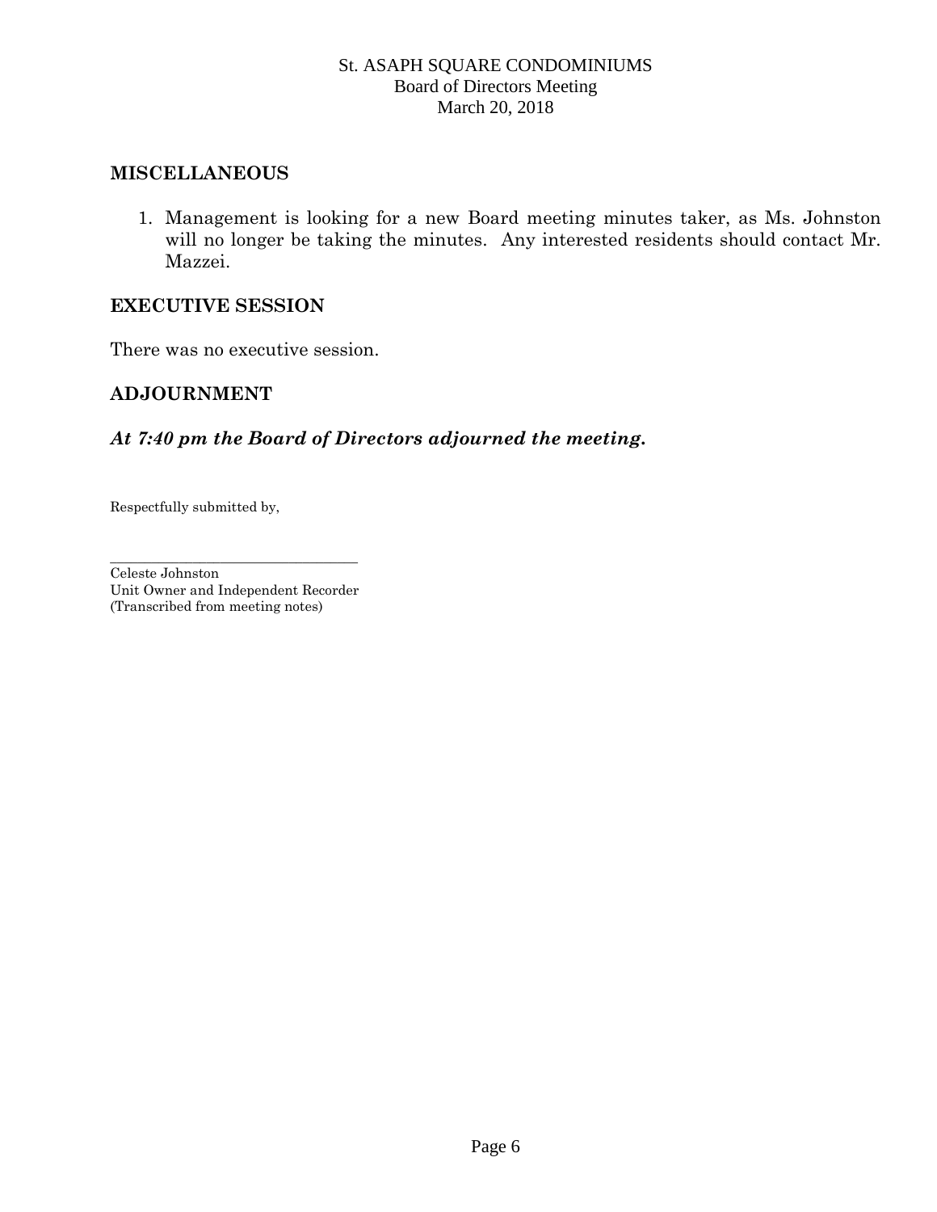## MISCELLANEOUS

1. Management is looking for a new Board meeting minutes taker, as Ms. Johnston will no longer be taking the minutes. Any interested residents should contact Mr. Mazzei.

## EXECUTIVE SESSION

There was no executive session.

## ADJOURNMENT

***At 7:40 pm the Board of Directors adjourned the meeting.***

Respectfully submitted by,

\_\_\_\_\_\_\_\_\_\_\_\_\_\_\_\_\_\_\_\_\_\_\_\_\_\_\_\_\_\_\_\_\_\_

Celeste Johnston
Unit Owner and Independent Recorder
(Transcribed from meeting notes)